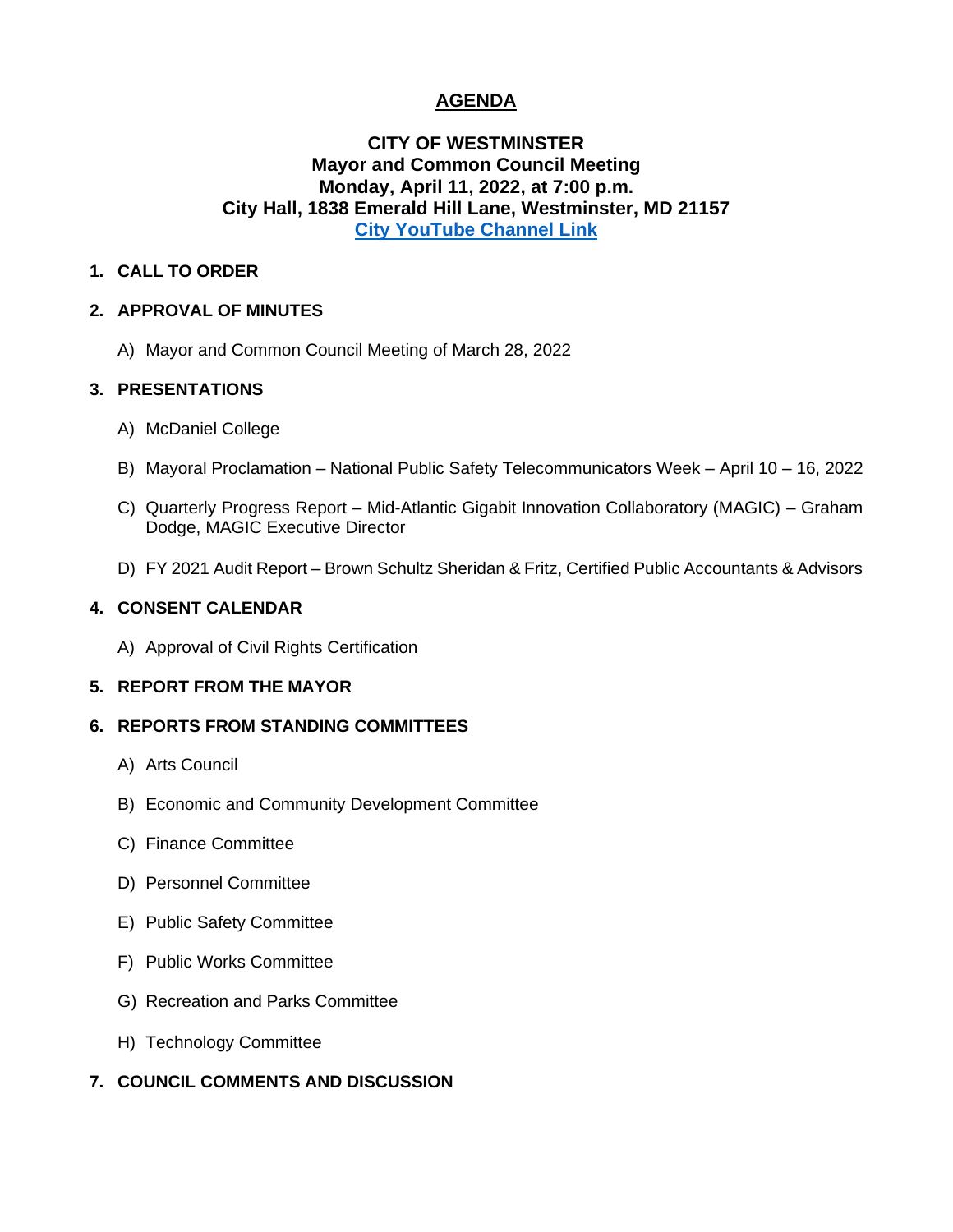# AGENDA

**CITY OF WESTMINSTER**
**Mayor and Common Council Meeting**
**Monday, April 11, 2022, at 7:00 p.m.**
**City Hall, 1838 Emerald Hill Lane, Westminster, MD 21157**
**City YouTube Channel Link**

## 1. CALL TO ORDER

## 2. APPROVAL OF MINUTES

A) Mayor and Common Council Meeting of March 28, 2022

## 3. PRESENTATIONS

A) McDaniel College

B) Mayoral Proclamation – National Public Safety Telecommunicators Week – April 10 – 16, 2022

C) Quarterly Progress Report – Mid-Atlantic Gigabit Innovation Collaboratory (MAGIC) – Graham Dodge, MAGIC Executive Director

D) FY 2021 Audit Report – Brown Schultz Sheridan & Fritz, Certified Public Accountants & Advisors

## 4. CONSENT CALENDAR

A) Approval of Civil Rights Certification

## 5. REPORT FROM THE MAYOR

## 6. REPORTS FROM STANDING COMMITTEES

A) Arts Council

B) Economic and Community Development Committee

C) Finance Committee

D) Personnel Committee

E) Public Safety Committee

F) Public Works Committee

G) Recreation and Parks Committee

H) Technology Committee

## 7. COUNCIL COMMENTS AND DISCUSSION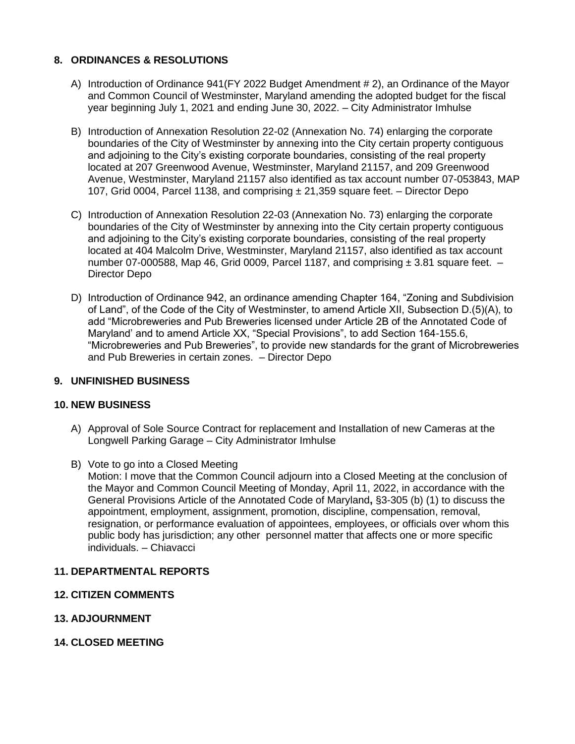## 8. ORDINANCES & RESOLUTIONS

A) Introduction of Ordinance 941(FY 2022 Budget Amendment # 2), an Ordinance of the Mayor and Common Council of Westminster, Maryland amending the adopted budget for the fiscal year beginning July 1, 2021 and ending June 30, 2022. – City Administrator Imhulse

B) Introduction of Annexation Resolution 22-02 (Annexation No. 74) enlarging the corporate boundaries of the City of Westminster by annexing into the City certain property contiguous and adjoining to the City's existing corporate boundaries, consisting of the real property located at 207 Greenwood Avenue, Westminster, Maryland 21157, and 209 Greenwood Avenue, Westminster, Maryland 21157 also identified as tax account number 07-053843, MAP 107, Grid 0004, Parcel 1138, and comprising ± 21,359 square feet. – Director Depo

C) Introduction of Annexation Resolution 22-03 (Annexation No. 73) enlarging the corporate boundaries of the City of Westminster by annexing into the City certain property contiguous and adjoining to the City's existing corporate boundaries, consisting of the real property located at 404 Malcolm Drive, Westminster, Maryland 21157, also identified as tax account number 07-000588, Map 46, Grid 0009, Parcel 1187, and comprising ± 3.81 square feet. – Director Depo

D) Introduction of Ordinance 942, an ordinance amending Chapter 164, "Zoning and Subdivision of Land", of the Code of the City of Westminster, to amend Article XII, Subsection D.(5)(A), to add "Microbreweries and Pub Breweries licensed under Article 2B of the Annotated Code of Maryland' and to amend Article XX, "Special Provisions", to add Section 164-155.6, "Microbreweries and Pub Breweries", to provide new standards for the grant of Microbreweries and Pub Breweries in certain zones. – Director Depo

## 9. UNFINISHED BUSINESS

## 10. NEW BUSINESS

A) Approval of Sole Source Contract for replacement and Installation of new Cameras at the Longwell Parking Garage – City Administrator Imhulse

B) Vote to go into a Closed Meeting
Motion: I move that the Common Council adjourn into a Closed Meeting at the conclusion of the Mayor and Common Council Meeting of Monday, April 11, 2022, in accordance with the General Provisions Article of the Annotated Code of Maryland**,** §3-305 (b) (1) to discuss the appointment, employment, assignment, promotion, discipline, compensation, removal, resignation, or performance evaluation of appointees, employees, or officials over whom this public body has jurisdiction; any other personnel matter that affects one or more specific individuals. – Chiavacci

## 11. DEPARTMENTAL REPORTS

## 12. CITIZEN COMMENTS

## 13. ADJOURNMENT

## 14. CLOSED MEETING